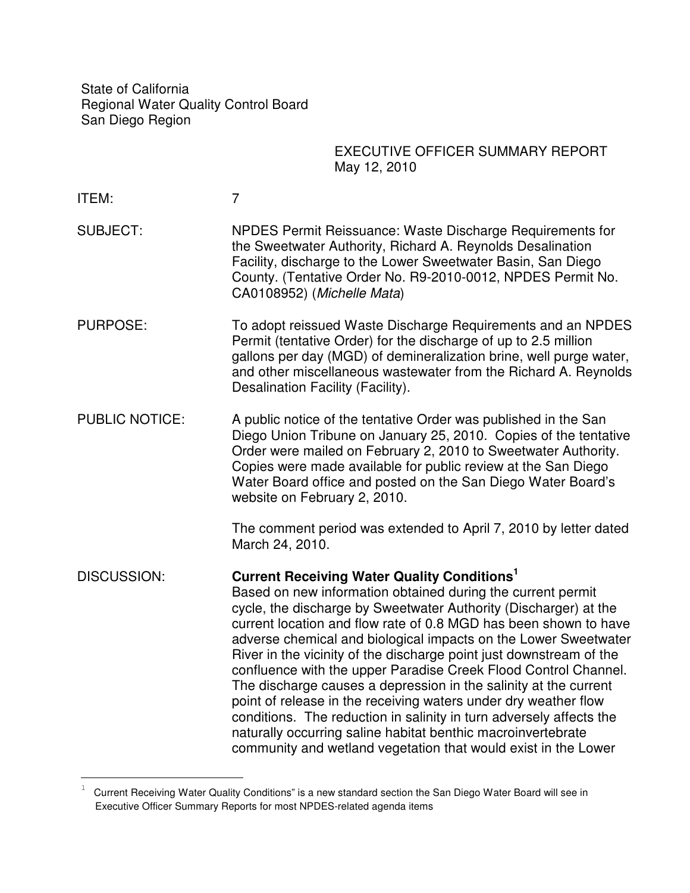State of California
Regional Water Quality Control Board
San Diego Region

EXECUTIVE OFFICER SUMMARY REPORT
May 12, 2010

ITEM: 7

SUBJECT: NPDES Permit Reissuance: Waste Discharge Requirements for the Sweetwater Authority, Richard A. Reynolds Desalination Facility, discharge to the Lower Sweetwater Basin, San Diego County. (Tentative Order No. R9-2010-0012, NPDES Permit No. CA0108952) (*Michelle Mata*)

PURPOSE: To adopt reissued Waste Discharge Requirements and an NPDES Permit (tentative Order) for the discharge of up to 2.5 million gallons per day (MGD) of demineralization brine, well purge water, and other miscellaneous wastewater from the Richard A. Reynolds Desalination Facility (Facility).

PUBLIC NOTICE: A public notice of the tentative Order was published in the San Diego Union Tribune on January 25, 2010. Copies of the tentative Order were mailed on February 2, 2010 to Sweetwater Authority. Copies were made available for public review at the San Diego Water Board office and posted on the San Diego Water Board's website on February 2, 2010.

The comment period was extended to April 7, 2010 by letter dated March 24, 2010.

DISCUSSION: **Current Receiving Water Quality Conditions**[1]
Based on new information obtained during the current permit cycle, the discharge by Sweetwater Authority (Discharger) at the current location and flow rate of 0.8 MGD has been shown to have adverse chemical and biological impacts on the Lower Sweetwater River in the vicinity of the discharge point just downstream of the confluence with the upper Paradise Creek Flood Control Channel. The discharge causes a depression in the salinity at the current point of release in the receiving waters under dry weather flow conditions. The reduction in salinity in turn adversely affects the naturally occurring saline habitat benthic macroinvertebrate community and wetland vegetation that would exist in the Lower

[1] Current Receiving Water Quality Conditions" is a new standard section the San Diego Water Board will see in Executive Officer Summary Reports for most NPDES-related agenda items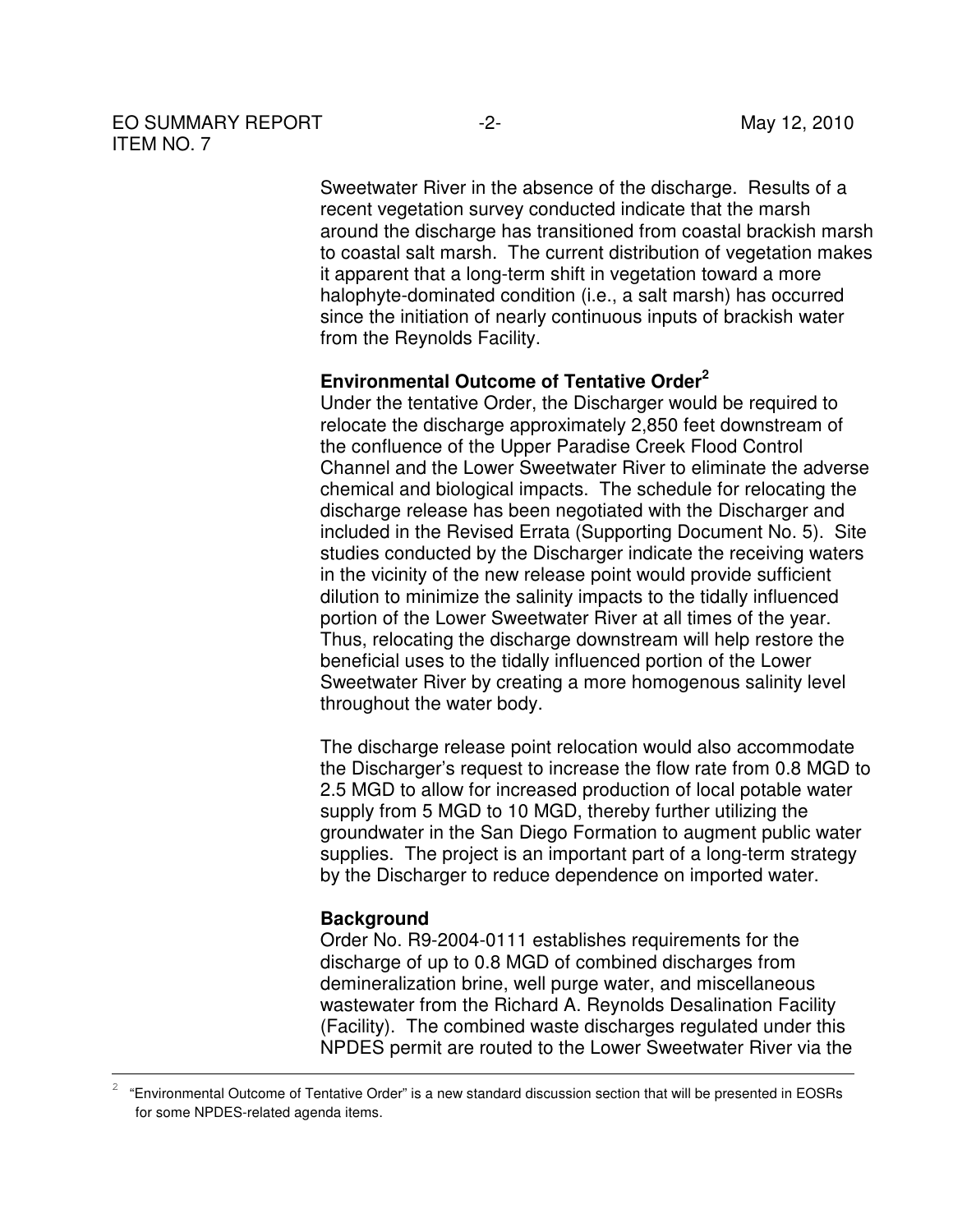Sweetwater River in the absence of the discharge. Results of a recent vegetation survey conducted indicate that the marsh around the discharge has transitioned from coastal brackish marsh to coastal salt marsh. The current distribution of vegetation makes it apparent that a long-term shift in vegetation toward a more halophyte-dominated condition (i.e., a salt marsh) has occurred since the initiation of nearly continuous inputs of brackish water from the Reynolds Facility.

**Environmental Outcome of Tentative Order[2]**

Under the tentative Order, the Discharger would be required to relocate the discharge approximately 2,850 feet downstream of the confluence of the Upper Paradise Creek Flood Control Channel and the Lower Sweetwater River to eliminate the adverse chemical and biological impacts. The schedule for relocating the discharge release has been negotiated with the Discharger and included in the Revised Errata (Supporting Document No. 5). Site studies conducted by the Discharger indicate the receiving waters in the vicinity of the new release point would provide sufficient dilution to minimize the salinity impacts to the tidally influenced portion of the Lower Sweetwater River at all times of the year. Thus, relocating the discharge downstream will help restore the beneficial uses to the tidally influenced portion of the Lower Sweetwater River by creating a more homogenous salinity level throughout the water body.

The discharge release point relocation would also accommodate the Discharger's request to increase the flow rate from 0.8 MGD to 2.5 MGD to allow for increased production of local potable water supply from 5 MGD to 10 MGD, thereby further utilizing the groundwater in the San Diego Formation to augment public water supplies. The project is an important part of a long-term strategy by the Discharger to reduce dependence on imported water.

**Background**

Order No. R9-2004-0111 establishes requirements for the discharge of up to 0.8 MGD of combined discharges from demineralization brine, well purge water, and miscellaneous wastewater from the Richard A. Reynolds Desalination Facility (Facility). The combined waste discharges regulated under this NPDES permit are routed to the Lower Sweetwater River via the

---

[2] "Environmental Outcome of Tentative Order" is a new standard discussion section that will be presented in EOSRs for some NPDES-related agenda items.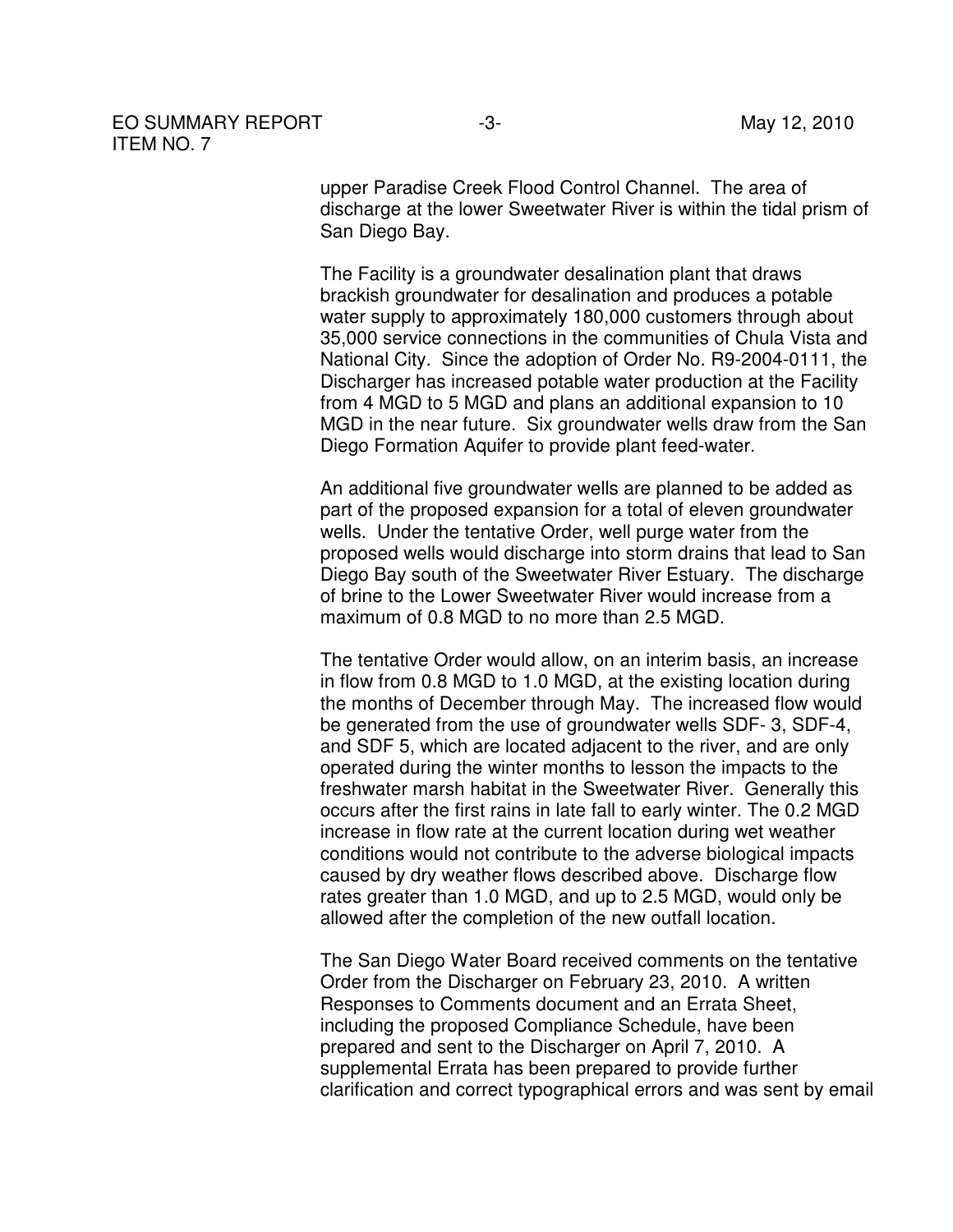upper Paradise Creek Flood Control Channel. The area of discharge at the lower Sweetwater River is within the tidal prism of San Diego Bay.

The Facility is a groundwater desalination plant that draws brackish groundwater for desalination and produces a potable water supply to approximately 180,000 customers through about 35,000 service connections in the communities of Chula Vista and National City. Since the adoption of Order No. R9-2004-0111, the Discharger has increased potable water production at the Facility from 4 MGD to 5 MGD and plans an additional expansion to 10 MGD in the near future. Six groundwater wells draw from the San Diego Formation Aquifer to provide plant feed-water.

An additional five groundwater wells are planned to be added as part of the proposed expansion for a total of eleven groundwater wells. Under the tentative Order, well purge water from the proposed wells would discharge into storm drains that lead to San Diego Bay south of the Sweetwater River Estuary. The discharge of brine to the Lower Sweetwater River would increase from a maximum of 0.8 MGD to no more than 2.5 MGD.

The tentative Order would allow, on an interim basis, an increase in flow from 0.8 MGD to 1.0 MGD, at the existing location during the months of December through May. The increased flow would be generated from the use of groundwater wells SDF- 3, SDF-4, and SDF 5, which are located adjacent to the river, and are only operated during the winter months to lesson the impacts to the freshwater marsh habitat in the Sweetwater River. Generally this occurs after the first rains in late fall to early winter. The 0.2 MGD increase in flow rate at the current location during wet weather conditions would not contribute to the adverse biological impacts caused by dry weather flows described above. Discharge flow rates greater than 1.0 MGD, and up to 2.5 MGD, would only be allowed after the completion of the new outfall location.

The San Diego Water Board received comments on the tentative Order from the Discharger on February 23, 2010. A written Responses to Comments document and an Errata Sheet, including the proposed Compliance Schedule, have been prepared and sent to the Discharger on April 7, 2010. A supplemental Errata has been prepared to provide further clarification and correct typographical errors and was sent by email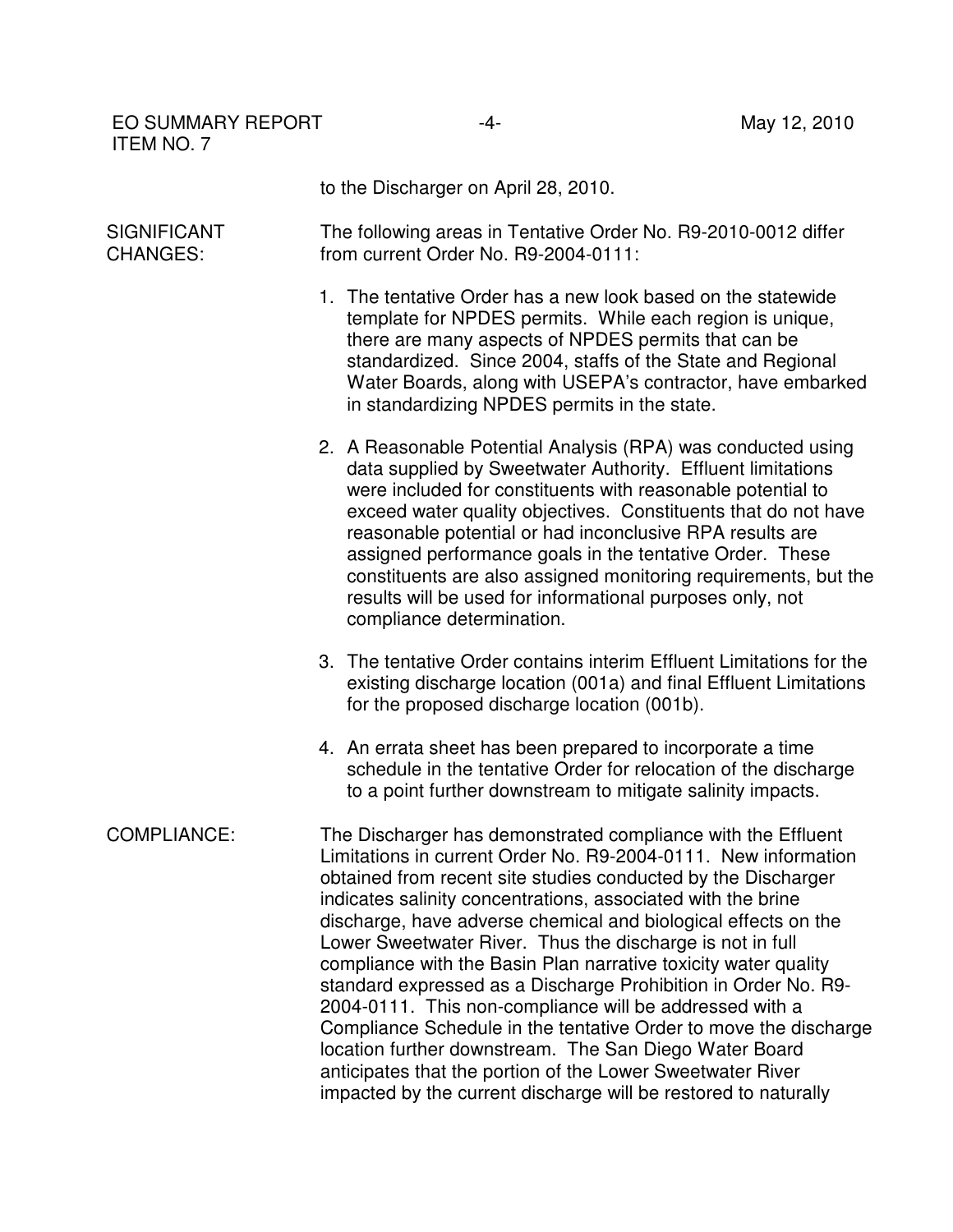to the Discharger on April 28, 2010.

**SIGNIFICANT CHANGES:**

The following areas in Tentative Order No. R9-2010-0012 differ from current Order No. R9-2004-0111:

1. The tentative Order has a new look based on the statewide template for NPDES permits. While each region is unique, there are many aspects of NPDES permits that can be standardized. Since 2004, staffs of the State and Regional Water Boards, along with USEPA's contractor, have embarked in standardizing NPDES permits in the state.

2. A Reasonable Potential Analysis (RPA) was conducted using data supplied by Sweetwater Authority. Effluent limitations were included for constituents with reasonable potential to exceed water quality objectives. Constituents that do not have reasonable potential or had inconclusive RPA results are assigned performance goals in the tentative Order. These constituents are also assigned monitoring requirements, but the results will be used for informational purposes only, not compliance determination.

3. The tentative Order contains interim Effluent Limitations for the existing discharge location (001a) and final Effluent Limitations for the proposed discharge location (001b).

4. An errata sheet has been prepared to incorporate a time schedule in the tentative Order for relocation of the discharge to a point further downstream to mitigate salinity impacts.

**COMPLIANCE:**

The Discharger has demonstrated compliance with the Effluent Limitations in current Order No. R9-2004-0111. New information obtained from recent site studies conducted by the Discharger indicates salinity concentrations, associated with the brine discharge, have adverse chemical and biological effects on the Lower Sweetwater River. Thus the discharge is not in full compliance with the Basin Plan narrative toxicity water quality standard expressed as a Discharge Prohibition in Order No. R9-2004-0111. This non-compliance will be addressed with a Compliance Schedule in the tentative Order to move the discharge location further downstream. The San Diego Water Board anticipates that the portion of the Lower Sweetwater River impacted by the current discharge will be restored to naturally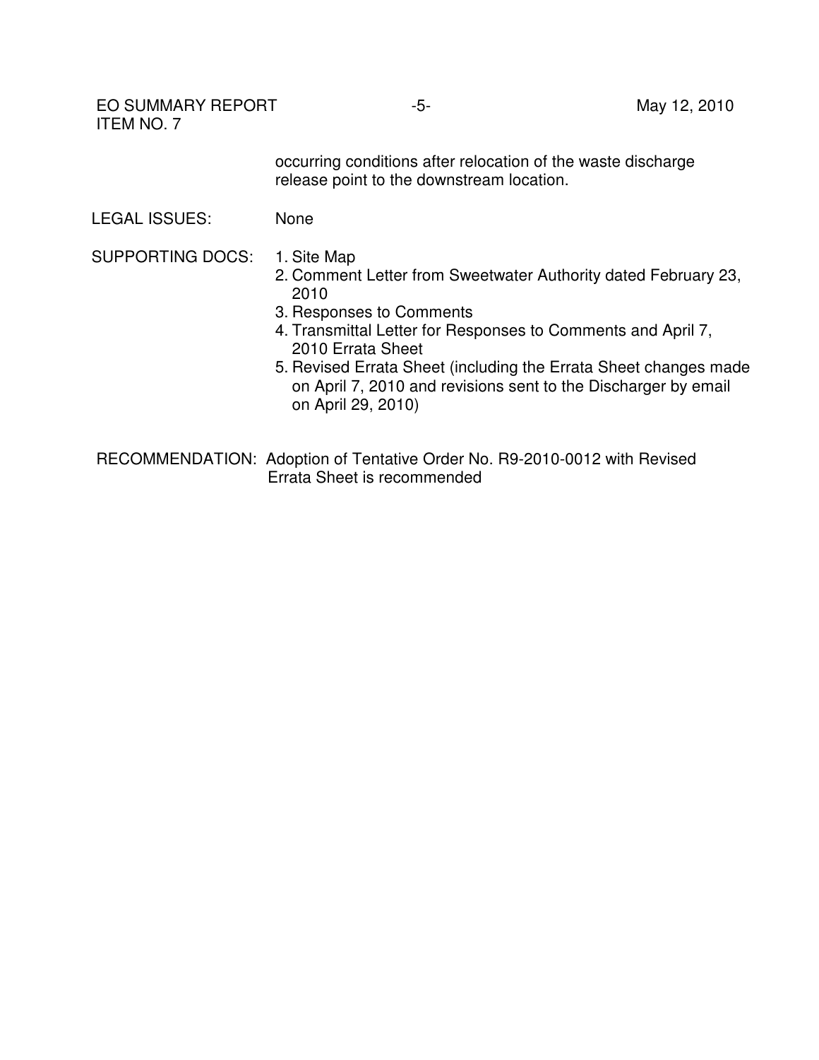occurring conditions after relocation of the waste discharge release point to the downstream location.

LEGAL ISSUES: None

SUPPORTING DOCS:

1. Site Map
2. Comment Letter from Sweetwater Authority dated February 23, 2010
3. Responses to Comments
4. Transmittal Letter for Responses to Comments and April 7, 2010 Errata Sheet
5. Revised Errata Sheet (including the Errata Sheet changes made on April 7, 2010 and revisions sent to the Discharger by email on April 29, 2010)

RECOMMENDATION: Adoption of Tentative Order No. R9-2010-0012 with Revised Errata Sheet is recommended